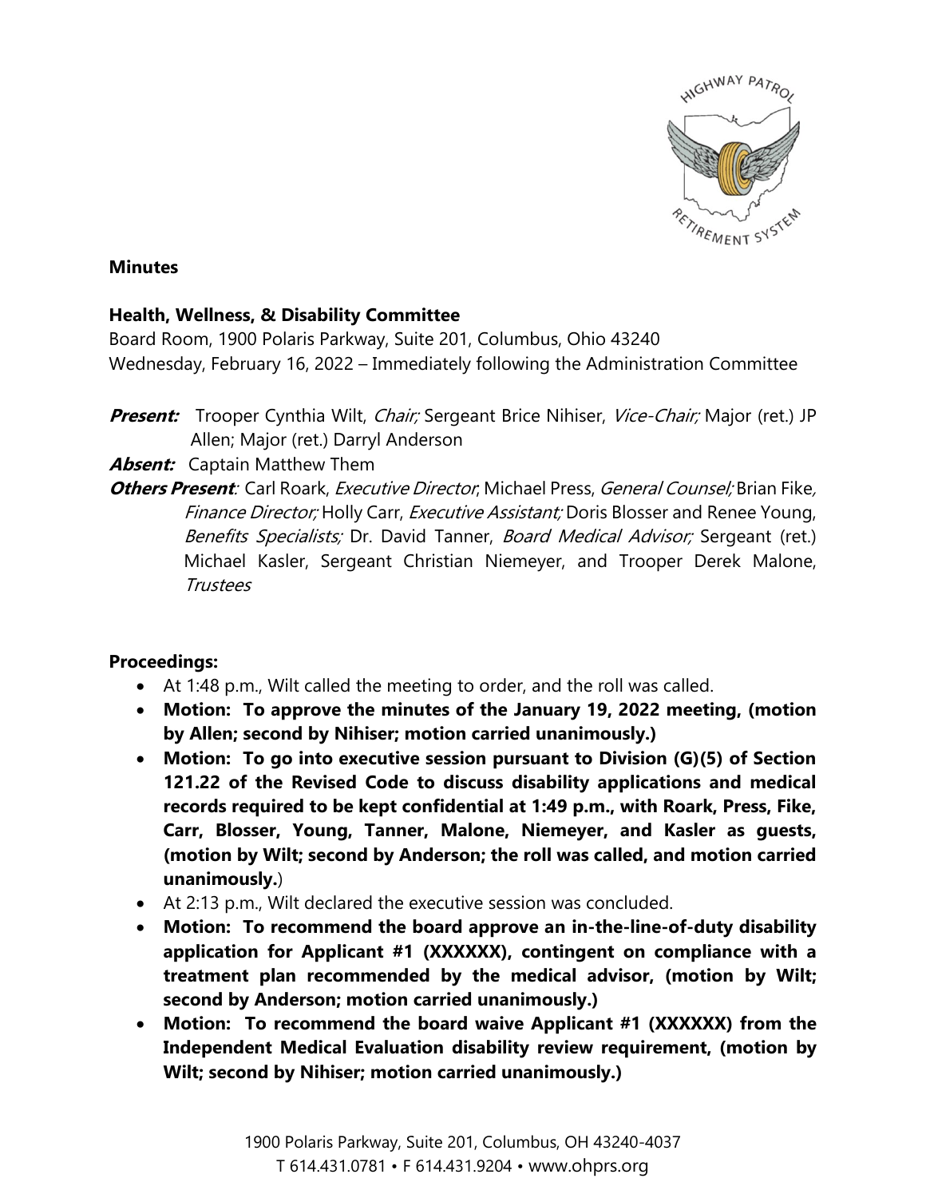**Minutes**

**Health, Wellness, & Disability Committee**
Board Room, 1900 Polaris Parkway, Suite 201, Columbus, Ohio 43240
Wednesday, February 16, 2022 – Immediately following the Administration Committee

***Present:*** Trooper Cynthia Wilt, *Chair;* Sergeant Brice Nihiser, *Vice-Chair;* Major (ret.) JP Allen; Major (ret.) Darryl Anderson

***Absent:*** Captain Matthew Them

***Others Present:*** Carl Roark, *Executive Director*; Michael Press, *General Counsel;* Brian Fike, *Finance Director;* Holly Carr, *Executive Assistant;* Doris Blosser and Renee Young, *Benefits Specialists;* Dr. David Tanner, *Board Medical Advisor;* Sergeant (ret.) Michael Kasler, Sergeant Christian Niemeyer, and Trooper Derek Malone, *Trustees*

**Proceedings:**

- At 1:48 p.m., Wilt called the meeting to order, and the roll was called.
- **Motion: To approve the minutes of the January 19, 2022 meeting, (motion by Allen; second by Nihiser; motion carried unanimously.)**
- **Motion: To go into executive session pursuant to Division (G)(5) of Section 121.22 of the Revised Code to discuss disability applications and medical records required to be kept confidential at 1:49 p.m., with Roark, Press, Fike, Carr, Blosser, Young, Tanner, Malone, Niemeyer, and Kasler as guests, (motion by Wilt; second by Anderson; the roll was called, and motion carried unanimously.**)
- At 2:13 p.m., Wilt declared the executive session was concluded.
- **Motion: To recommend the board approve an in-the-line-of-duty disability application for Applicant #1 (XXXXXX), contingent on compliance with a treatment plan recommended by the medical advisor, (motion by Wilt; second by Anderson; motion carried unanimously.)**
- **Motion: To recommend the board waive Applicant #1 (XXXXXX) from the Independent Medical Evaluation disability review requirement, (motion by Wilt; second by Nihiser; motion carried unanimously.)**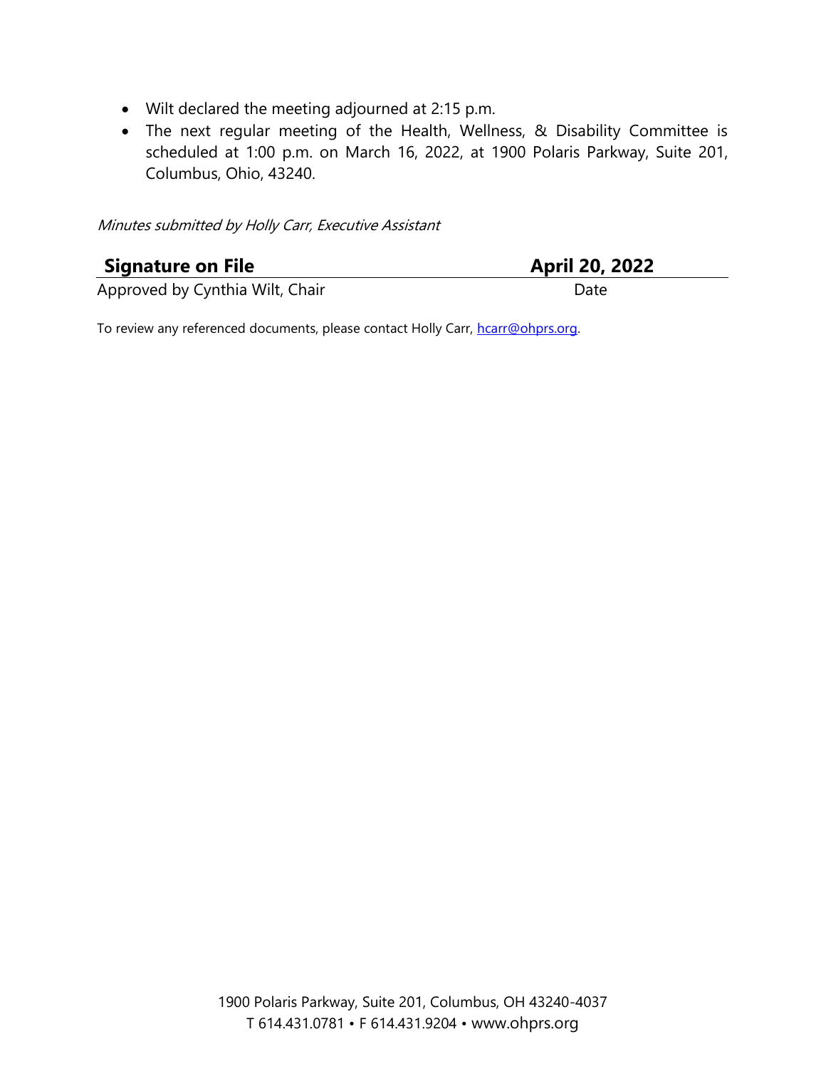- Wilt declared the meeting adjourned at 2:15 p.m.
- The next regular meeting of the Health, Wellness, & Disability Committee is scheduled at 1:00 p.m. on March 16, 2022, at 1900 Polaris Parkway, Suite 201, Columbus, Ohio, 43240.

*Minutes submitted by Holly Carr, Executive Assistant*

| **Signature on File** | **April 20, 2022** |
|---|---|
| Approved by Cynthia Wilt, Chair | Date |

To review any referenced documents, please contact Holly Carr, hcarr@ohprs.org.

1900 Polaris Parkway, Suite 201, Columbus, OH 43240-4037
T 614.431.0781 • F 614.431.9204 • www.ohprs.org